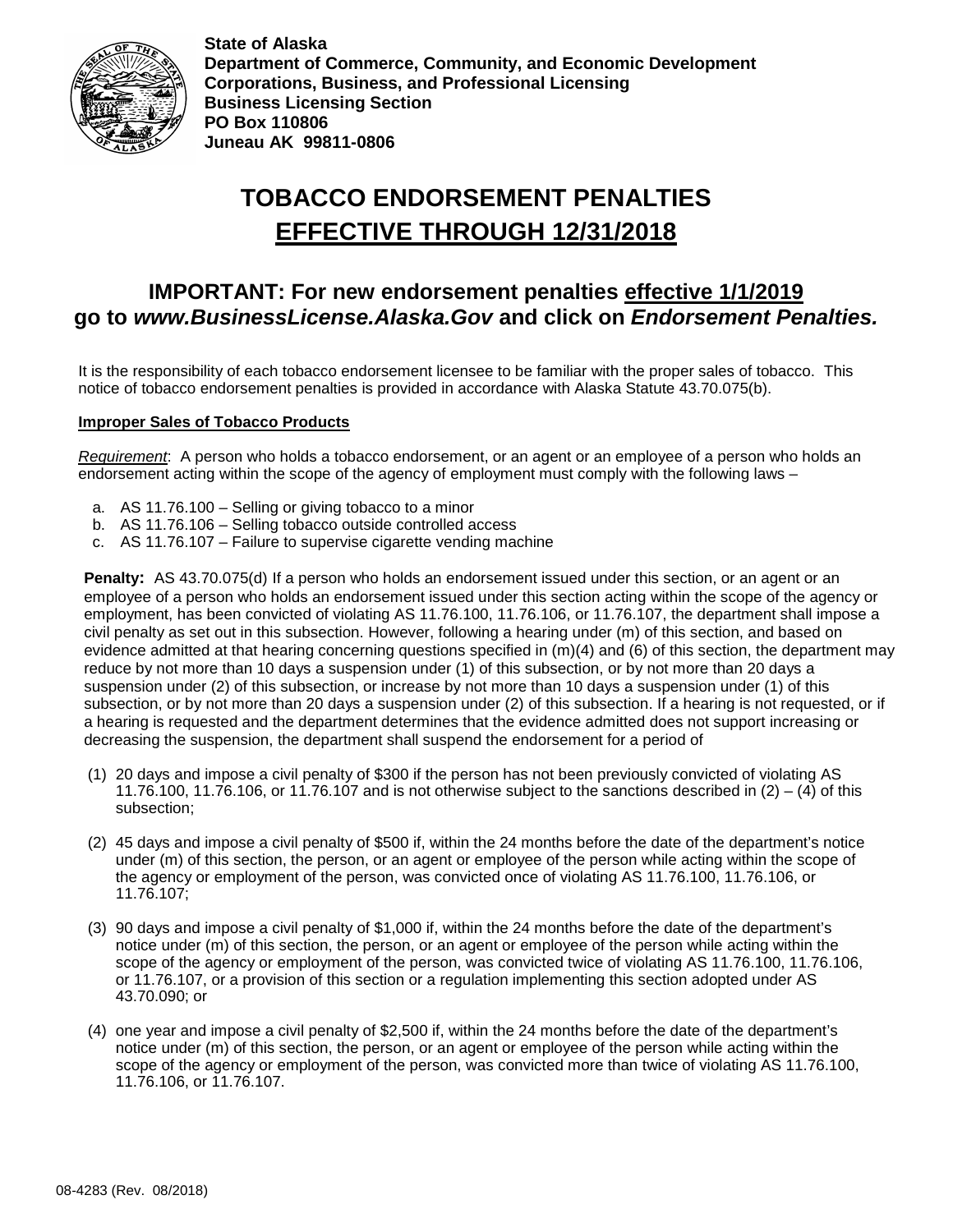**State of Alaska**
**Department of Commerce, Community, and Economic Development**
**Corporations, Business, and Professional Licensing**
**Business Licensing Section**
**PO Box 110806**
**Juneau AK 99811-0806**

# TOBACCO ENDORSEMENT PENALTIES EFFECTIVE THROUGH 12/31/2018

## IMPORTANT: For new endorsement penalties effective 1/1/2019 go to *www.BusinessLicense.Alaska.Gov* and click on *Endorsement Penalties.*

It is the responsibility of each tobacco endorsement licensee to be familiar with the proper sales of tobacco. This notice of tobacco endorsement penalties is provided in accordance with Alaska Statute 43.70.075(b).

**Improper Sales of Tobacco Products**

*Requirement*: A person who holds a tobacco endorsement, or an agent or an employee of a person who holds an endorsement acting within the scope of the agency of employment must comply with the following laws –

a. AS 11.76.100 – Selling or giving tobacco to a minor
b. AS 11.76.106 – Selling tobacco outside controlled access
c. AS 11.76.107 – Failure to supervise cigarette vending machine

**Penalty:** AS 43.70.075(d) If a person who holds an endorsement issued under this section, or an agent or an employee of a person who holds an endorsement issued under this section acting within the scope of the agency or employment, has been convicted of violating AS 11.76.100, 11.76.106, or 11.76.107, the department shall impose a civil penalty as set out in this subsection. However, following a hearing under (m) of this section, and based on evidence admitted at that hearing concerning questions specified in (m)(4) and (6) of this section, the department may reduce by not more than 10 days a suspension under (1) of this subsection, or by not more than 20 days a suspension under (2) of this subsection, or increase by not more than 10 days a suspension under (1) of this subsection, or by not more than 20 days a suspension under (2) of this subsection. If a hearing is not requested, or if a hearing is requested and the department determines that the evidence admitted does not support increasing or decreasing the suspension, the department shall suspend the endorsement for a period of

(1) 20 days and impose a civil penalty of $300 if the person has not been previously convicted of violating AS 11.76.100, 11.76.106, or 11.76.107 and is not otherwise subject to the sanctions described in (2) – (4) of this subsection;

(2) 45 days and impose a civil penalty of $500 if, within the 24 months before the date of the department's notice under (m) of this section, the person, or an agent or employee of the person while acting within the scope of the agency or employment of the person, was convicted once of violating AS 11.76.100, 11.76.106, or 11.76.107;

(3) 90 days and impose a civil penalty of $1,000 if, within the 24 months before the date of the department's notice under (m) of this section, the person, or an agent or employee of the person while acting within the scope of the agency or employment of the person, was convicted twice of violating AS 11.76.100, 11.76.106, or 11.76.107, or a provision of this section or a regulation implementing this section adopted under AS 43.70.090; or

(4) one year and impose a civil penalty of $2,500 if, within the 24 months before the date of the department's notice under (m) of this section, the person, or an agent or employee of the person while acting within the scope of the agency or employment of the person, was convicted more than twice of violating AS 11.76.100, 11.76.106, or 11.76.107.

08-4283 (Rev. 08/2018)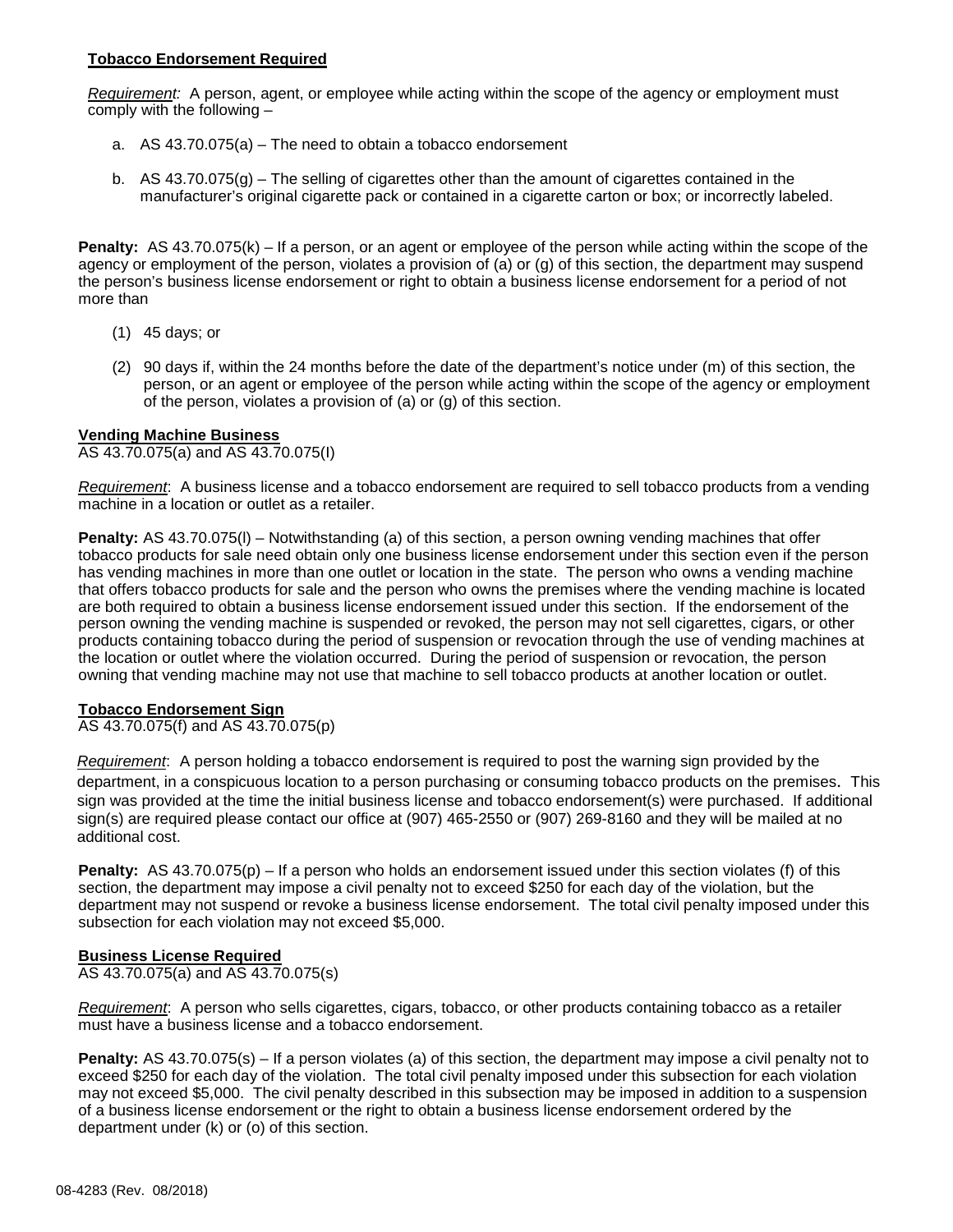**<u>Tobacco Endorsement Required</u>**

*<u>Requirement</u>:* A person, agent, or employee while acting within the scope of the agency or employment must comply with the following –

a. AS 43.70.075(a) – The need to obtain a tobacco endorsement

b. AS 43.70.075(g) – The selling of cigarettes other than the amount of cigarettes contained in the manufacturer's original cigarette pack or contained in a cigarette carton or box; or incorrectly labeled.

**Penalty:** AS 43.70.075(k) – If a person, or an agent or employee of the person while acting within the scope of the agency or employment of the person, violates a provision of (a) or (g) of this section, the department may suspend the person's business license endorsement or right to obtain a business license endorsement for a period of not more than

(1) 45 days; or

(2) 90 days if, within the 24 months before the date of the department's notice under (m) of this section, the person, or an agent or employee of the person while acting within the scope of the agency or employment of the person, violates a provision of (a) or (g) of this section.

**<u>Vending Machine Business</u>**
AS 43.70.075(a) and AS 43.70.075(I)

*<u>Requirement</u>*: A business license and a tobacco endorsement are required to sell tobacco products from a vending machine in a location or outlet as a retailer.

**Penalty:** AS 43.70.075(l) – Notwithstanding (a) of this section, a person owning vending machines that offer tobacco products for sale need obtain only one business license endorsement under this section even if the person has vending machines in more than one outlet or location in the state. The person who owns a vending machine that offers tobacco products for sale and the person who owns the premises where the vending machine is located are both required to obtain a business license endorsement issued under this section. If the endorsement of the person owning the vending machine is suspended or revoked, the person may not sell cigarettes, cigars, or other products containing tobacco during the period of suspension or revocation through the use of vending machines at the location or outlet where the violation occurred. During the period of suspension or revocation, the person owning that vending machine may not use that machine to sell tobacco products at another location or outlet.

**<u>Tobacco Endorsement Sign</u>**
AS 43.70.075(f) and AS 43.70.075(p)

*<u>Requirement</u>*: A person holding a tobacco endorsement is required to post the warning sign provided by the department, in a conspicuous location to a person purchasing or consuming tobacco products on the premises. This sign was provided at the time the initial business license and tobacco endorsement(s) were purchased. If additional sign(s) are required please contact our office at (907) 465-2550 or (907) 269-8160 and they will be mailed at no additional cost.

**Penalty:** AS 43.70.075(p) – If a person who holds an endorsement issued under this section violates (f) of this section, the department may impose a civil penalty not to exceed $250 for each day of the violation, but the department may not suspend or revoke a business license endorsement. The total civil penalty imposed under this subsection for each violation may not exceed $5,000.

**<u>Business License Required</u>**
AS 43.70.075(a) and AS 43.70.075(s)

*<u>Requirement</u>*: A person who sells cigarettes, cigars, tobacco, or other products containing tobacco as a retailer must have a business license and a tobacco endorsement.

**Penalty:** AS 43.70.075(s) – If a person violates (a) of this section, the department may impose a civil penalty not to exceed $250 for each day of the violation. The total civil penalty imposed under this subsection for each violation may not exceed $5,000. The civil penalty described in this subsection may be imposed in addition to a suspension of a business license endorsement or the right to obtain a business license endorsement ordered by the department under (k) or (o) of this section.

08-4283 (Rev. 08/2018)